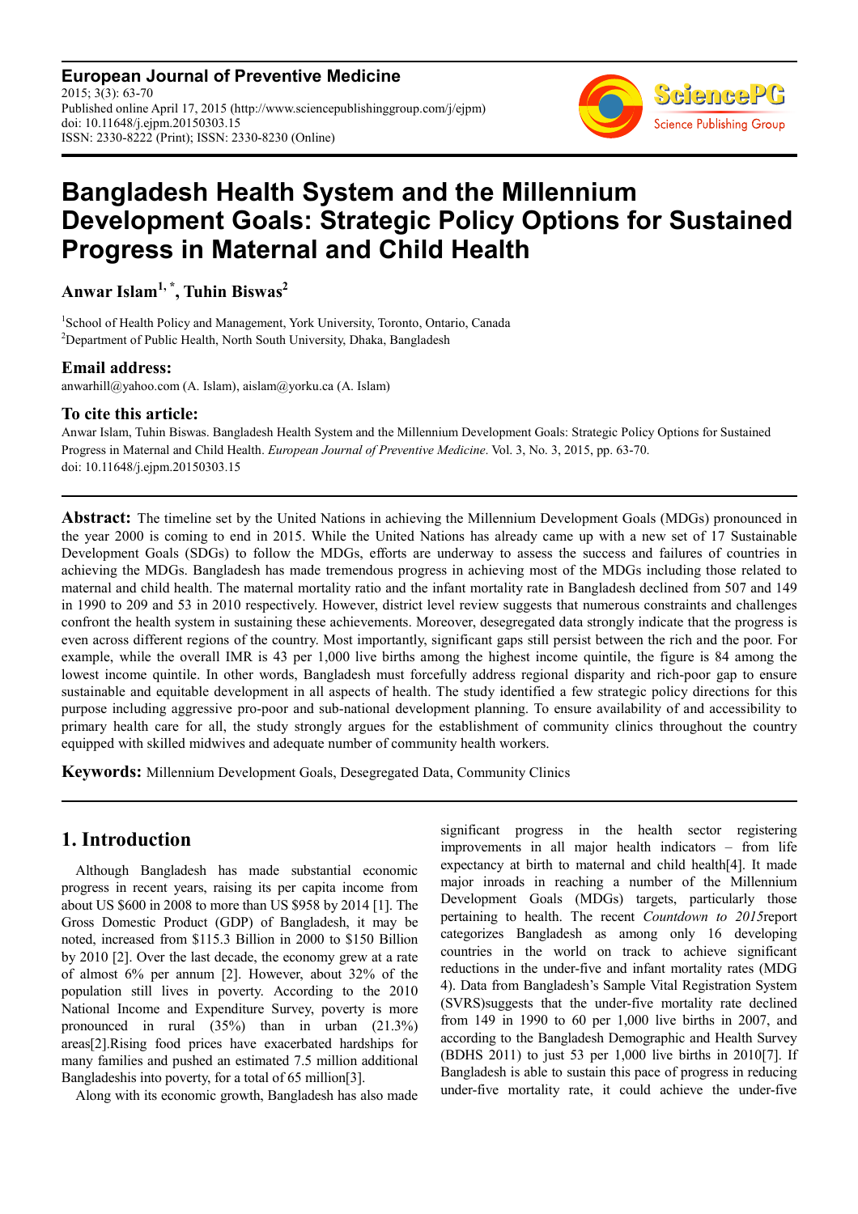**European Journal of Preventive Medicine**
2015; 3(3): 63-70
Published online April 17, 2015 (http://www.sciencepublishinggroup.com/j/ejpm)
doi: 10.11648/j.ejpm.20150303.15
ISSN: 2330-8222 (Print); ISSN: 2330-8230 (Online)

# Bangladesh Health System and the Millennium Development Goals: Strategic Policy Options for Sustained Progress in Maternal and Child Health

**Anwar Islam[1, *], Tuhin Biswas[2]**

[1]School of Health Policy and Management, York University, Toronto, Ontario, Canada
[2]Department of Public Health, North South University, Dhaka, Bangladesh

## Email address:

anwarhill@yahoo.com (A. Islam), aislam@yorku.ca (A. Islam)

## To cite this article:

Anwar Islam, Tuhin Biswas. Bangladesh Health System and the Millennium Development Goals: Strategic Policy Options for Sustained Progress in Maternal and Child Health. *European Journal of Preventive Medicine*. Vol. 3, No. 3, 2015, pp. 63-70. doi: 10.11648/j.ejpm.20150303.15

---

**Abstract:** The timeline set by the United Nations in achieving the Millennium Development Goals (MDGs) pronounced in the year 2000 is coming to end in 2015. While the United Nations has already came up with a new set of 17 Sustainable Development Goals (SDGs) to follow the MDGs, efforts are underway to assess the success and failures of countries in achieving the MDGs. Bangladesh has made tremendous progress in achieving most of the MDGs including those related to maternal and child health. The maternal mortality ratio and the infant mortality rate in Bangladesh declined from 507 and 149 in 1990 to 209 and 53 in 2010 respectively. However, district level review suggests that numerous constraints and challenges confront the health system in sustaining these achievements. Moreover, desegregated data strongly indicate that the progress is even across different regions of the country. Most importantly, significant gaps still persist between the rich and the poor. For example, while the overall IMR is 43 per 1,000 live births among the highest income quintile, the figure is 84 among the lowest income quintile. In other words, Bangladesh must forcefully address regional disparity and rich-poor gap to ensure sustainable and equitable development in all aspects of health. The study identified a few strategic policy directions for this purpose including aggressive pro-poor and sub-national development planning. To ensure availability of and accessibility to primary health care for all, the study strongly argues for the establishment of community clinics throughout the country equipped with skilled midwives and adequate number of community health workers.

**Keywords:** Millennium Development Goals, Desegregated Data, Community Clinics

---

## 1. Introduction

Although Bangladesh has made substantial economic progress in recent years, raising its per capita income from about US $600 in 2008 to more than US $958 by 2014 [1]. The Gross Domestic Product (GDP) of Bangladesh, it may be noted, increased from $115.3 Billion in 2000 to $150 Billion by 2010 [2]. Over the last decade, the economy grew at a rate of almost 6% per annum [2]. However, about 32% of the population still lives in poverty. According to the 2010 National Income and Expenditure Survey, poverty is more pronounced in rural (35%) than in urban (21.3%) areas[2].Rising food prices have exacerbated hardships for many families and pushed an estimated 7.5 million additional Bangladeshis into poverty, for a total of 65 million[3].

Along with its economic growth, Bangladesh has also made significant progress in the health sector registering improvements in all major health indicators – from life expectancy at birth to maternal and child health[4]. It made major inroads in reaching a number of the Millennium Development Goals (MDGs) targets, particularly those pertaining to health. The recent *Countdown to 2015*report categorizes Bangladesh as among only 16 developing countries in the world on track to achieve significant reductions in the under-five and infant mortality rates (MDG 4). Data from Bangladesh's Sample Vital Registration System (SVRS)suggests that the under-five mortality rate declined from 149 in 1990 to 60 per 1,000 live births in 2007, and according to the Bangladesh Demographic and Health Survey (BDHS 2011) to just 53 per 1,000 live births in 2010[7]. If Bangladesh is able to sustain this pace of progress in reducing under-five mortality rate, it could achieve the under-five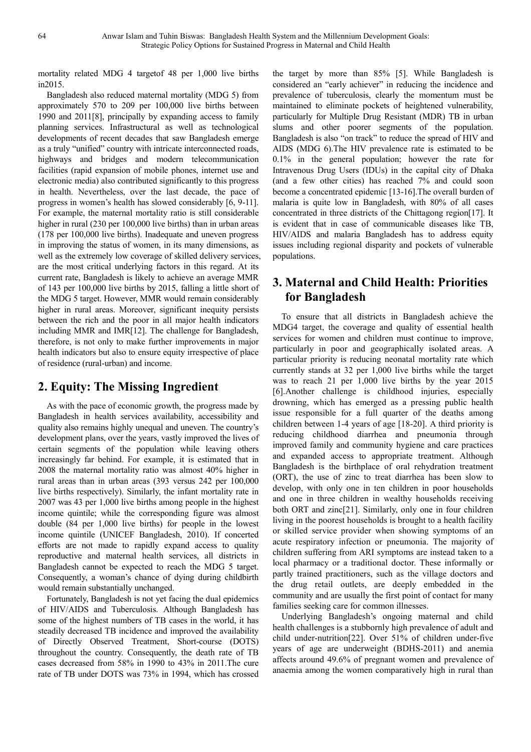mortality related MDG 4 targetof 48 per 1,000 live births in2015.

Bangladesh also reduced maternal mortality (MDG 5) from approximately 570 to 209 per 100,000 live births between 1990 and 2011[8], principally by expanding access to family planning services. Infrastructural as well as technological developments of recent decades that saw Bangladesh emerge as a truly "unified" country with intricate interconnected roads, highways and bridges and modern telecommunication facilities (rapid expansion of mobile phones, internet use and electronic media) also contributed significantly to this progress in health. Nevertheless, over the last decade, the pace of progress in women's health has slowed considerably [6, 9-11]. For example, the maternal mortality ratio is still considerable higher in rural (230 per 100,000 live births) than in urban areas (178 per 100,000 live births). Inadequate and uneven progress in improving the status of women, in its many dimensions, as well as the extremely low coverage of skilled delivery services, are the most critical underlying factors in this regard. At its current rate, Bangladesh is likely to achieve an average MMR of 143 per 100,000 live births by 2015, falling a little short of the MDG 5 target. However, MMR would remain considerably higher in rural areas. Moreover, significant inequity persists between the rich and the poor in all major health indicators including MMR and IMR[12]. The challenge for Bangladesh, therefore, is not only to make further improvements in major health indicators but also to ensure equity irrespective of place of residence (rural-urban) and income.

## 2. Equity: The Missing Ingredient

As with the pace of economic growth, the progress made by Bangladesh in health services availability, accessibility and quality also remains highly unequal and uneven. The country's development plans, over the years, vastly improved the lives of certain segments of the population while leaving others increasingly far behind. For example, it is estimated that in 2008 the maternal mortality ratio was almost 40% higher in rural areas than in urban areas (393 versus 242 per 100,000 live births respectively). Similarly, the infant mortality rate in 2007 was 43 per 1,000 live births among people in the highest income quintile; while the corresponding figure was almost double (84 per 1,000 live births) for people in the lowest income quintile (UNICEF Bangladesh, 2010). If concerted efforts are not made to rapidly expand access to quality reproductive and maternal health services, all districts in Bangladesh cannot be expected to reach the MDG 5 target. Consequently, a woman's chance of dying during childbirth would remain substantially unchanged.

Fortunately, Bangladesh is not yet facing the dual epidemics of HIV/AIDS and Tuberculosis. Although Bangladesh has some of the highest numbers of TB cases in the world, it has steadily decreased TB incidence and improved the availability of Directly Observed Treatment, Short-course (DOTS) throughout the country. Consequently, the death rate of TB cases decreased from 58% in 1990 to 43% in 2011.The cure rate of TB under DOTS was 73% in 1994, which has crossed the target by more than 85% [5]. While Bangladesh is considered an "early achiever" in reducing the incidence and prevalence of tuberculosis, clearly the momentum must be maintained to eliminate pockets of heightened vulnerability, particularly for Multiple Drug Resistant (MDR) TB in urban slums and other poorer segments of the population. Bangladesh is also "on track" to reduce the spread of HIV and AIDS (MDG 6).The HIV prevalence rate is estimated to be 0.1% in the general population; however the rate for Intravenous Drug Users (IDUs) in the capital city of Dhaka (and a few other cities) has reached 7% and could soon become a concentrated epidemic [13-16].The overall burden of malaria is quite low in Bangladesh, with 80% of all cases concentrated in three districts of the Chittagong region[17]. It is evident that in case of communicable diseases like TB, HIV/AIDS and malaria Bangladesh has to address equity issues including regional disparity and pockets of vulnerable populations.

## 3. Maternal and Child Health: Priorities for Bangladesh

To ensure that all districts in Bangladesh achieve the MDG4 target, the coverage and quality of essential health services for women and children must continue to improve, particularly in poor and geographically isolated areas. A particular priority is reducing neonatal mortality rate which currently stands at 32 per 1,000 live births while the target was to reach 21 per 1,000 live births by the year 2015 [6].Another challenge is childhood injuries, especially drowning, which has emerged as a pressing public health issue responsible for a full quarter of the deaths among children between 1-4 years of age [18-20]. A third priority is reducing childhood diarrhea and pneumonia through improved family and community hygiene and care practices and expanded access to appropriate treatment. Although Bangladesh is the birthplace of oral rehydration treatment (ORT), the use of zinc to treat diarrhea has been slow to develop, with only one in ten children in poor households and one in three children in wealthy households receiving both ORT and zinc[21]. Similarly, only one in four children living in the poorest households is brought to a health facility or skilled service provider when showing symptoms of an acute respiratory infection or pneumonia. The majority of children suffering from ARI symptoms are instead taken to a local pharmacy or a traditional doctor. These informally or partly trained practitioners, such as the village doctors and the drug retail outlets, are deeply embedded in the community and are usually the first point of contact for many families seeking care for common illnesses.

Underlying Bangladesh's ongoing maternal and child health challenges is a stubbornly high prevalence of adult and child under-nutrition[22]. Over 51% of children under-five years of age are underweight (BDHS-2011) and anemia affects around 49.6% of pregnant women and prevalence of anaemia among the women comparatively high in rural than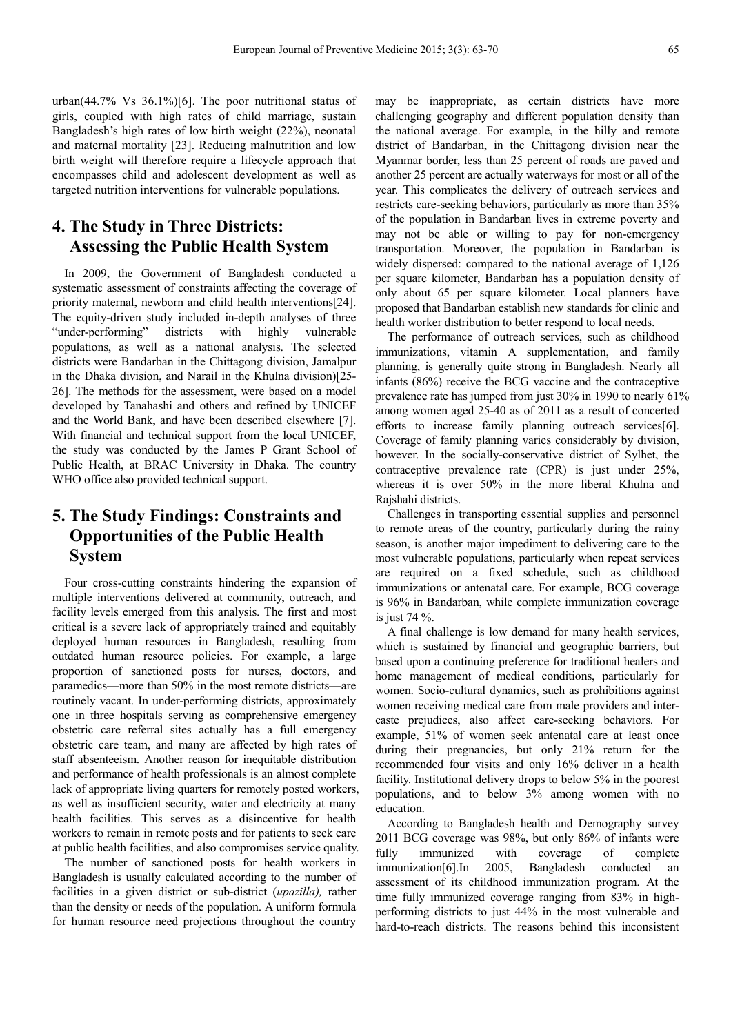urban(44.7% Vs 36.1%)[6]. The poor nutritional status of girls, coupled with high rates of child marriage, sustain Bangladesh's high rates of low birth weight (22%), neonatal and maternal mortality [23]. Reducing malnutrition and low birth weight will therefore require a lifecycle approach that encompasses child and adolescent development as well as targeted nutrition interventions for vulnerable populations.

## 4. The Study in Three Districts: Assessing the Public Health System

In 2009, the Government of Bangladesh conducted a systematic assessment of constraints affecting the coverage of priority maternal, newborn and child health interventions[24]. The equity-driven study included in-depth analyses of three "under-performing" districts with highly vulnerable populations, as well as a national analysis. The selected districts were Bandarban in the Chittagong division, Jamalpur in the Dhaka division, and Narail in the Khulna division)[25-26]. The methods for the assessment, were based on a model developed by Tanahashi and others and refined by UNICEF and the World Bank, and have been described elsewhere [7]. With financial and technical support from the local UNICEF, the study was conducted by the James P Grant School of Public Health, at BRAC University in Dhaka. The country WHO office also provided technical support.

## 5. The Study Findings: Constraints and Opportunities of the Public Health System

Four cross-cutting constraints hindering the expansion of multiple interventions delivered at community, outreach, and facility levels emerged from this analysis. The first and most critical is a severe lack of appropriately trained and equitably deployed human resources in Bangladesh, resulting from outdated human resource policies. For example, a large proportion of sanctioned posts for nurses, doctors, and paramedics—more than 50% in the most remote districts—are routinely vacant. In under-performing districts, approximately one in three hospitals serving as comprehensive emergency obstetric care referral sites actually has a full emergency obstetric care team, and many are affected by high rates of staff absenteeism. Another reason for inequitable distribution and performance of health professionals is an almost complete lack of appropriate living quarters for remotely posted workers, as well as insufficient security, water and electricity at many health facilities. This serves as a disincentive for health workers to remain in remote posts and for patients to seek care at public health facilities, and also compromises service quality.

The number of sanctioned posts for health workers in Bangladesh is usually calculated according to the number of facilities in a given district or sub-district (*upazilla),* rather than the density or needs of the population. A uniform formula for human resource need projections throughout the country may be inappropriate, as certain districts have more challenging geography and different population density than the national average. For example, in the hilly and remote district of Bandarban, in the Chittagong division near the Myanmar border, less than 25 percent of roads are paved and another 25 percent are actually waterways for most or all of the year. This complicates the delivery of outreach services and restricts care-seeking behaviors, particularly as more than 35% of the population in Bandarban lives in extreme poverty and may not be able or willing to pay for non-emergency transportation. Moreover, the population in Bandarban is widely dispersed: compared to the national average of 1,126 per square kilometer, Bandarban has a population density of only about 65 per square kilometer. Local planners have proposed that Bandarban establish new standards for clinic and health worker distribution to better respond to local needs.

The performance of outreach services, such as childhood immunizations, vitamin A supplementation, and family planning, is generally quite strong in Bangladesh. Nearly all infants (86%) receive the BCG vaccine and the contraceptive prevalence rate has jumped from just 30% in 1990 to nearly 61% among women aged 25-40 as of 2011 as a result of concerted efforts to increase family planning outreach services[6]. Coverage of family planning varies considerably by division, however. In the socially-conservative district of Sylhet, the contraceptive prevalence rate (CPR) is just under 25%, whereas it is over 50% in the more liberal Khulna and Rajshahi districts.

Challenges in transporting essential supplies and personnel to remote areas of the country, particularly during the rainy season, is another major impediment to delivering care to the most vulnerable populations, particularly when repeat services are required on a fixed schedule, such as childhood immunizations or antenatal care. For example, BCG coverage is 96% in Bandarban, while complete immunization coverage is just 74 %.

A final challenge is low demand for many health services, which is sustained by financial and geographic barriers, but based upon a continuing preference for traditional healers and home management of medical conditions, particularly for women. Socio-cultural dynamics, such as prohibitions against women receiving medical care from male providers and inter-caste prejudices, also affect care-seeking behaviors. For example, 51% of women seek antenatal care at least once during their pregnancies, but only 21% return for the recommended four visits and only 16% deliver in a health facility. Institutional delivery drops to below 5% in the poorest populations, and to below 3% among women with no education.

According to Bangladesh health and Demography survey 2011 BCG coverage was 98%, but only 86% of infants were fully immunized with coverage of complete immunization[6].In 2005, Bangladesh conducted an assessment of its childhood immunization program. At the time fully immunized coverage ranging from 83% in high-performing districts to just 44% in the most vulnerable and hard-to-reach districts. The reasons behind this inconsistent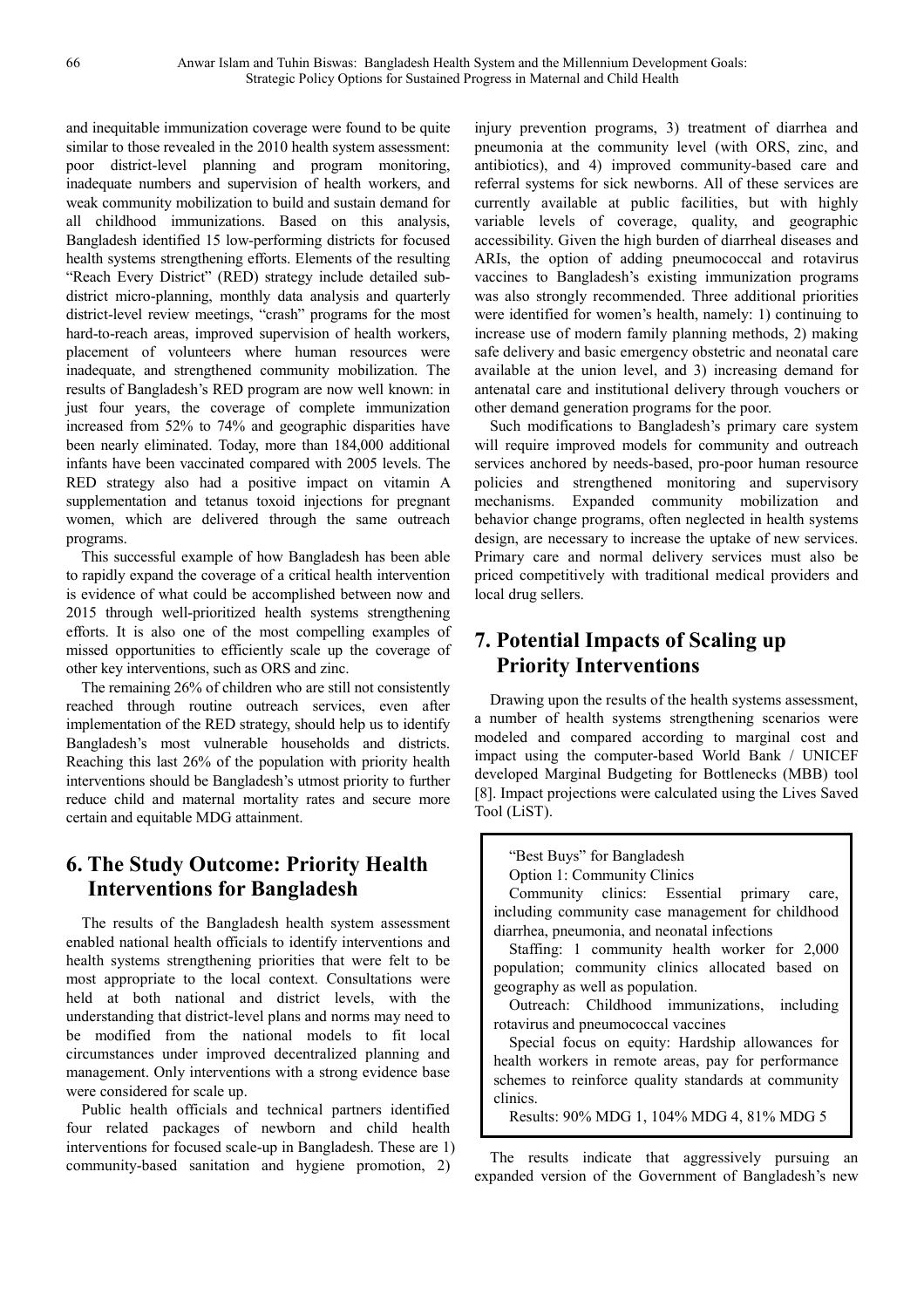and inequitable immunization coverage were found to be quite similar to those revealed in the 2010 health system assessment: poor district-level planning and program monitoring, inadequate numbers and supervision of health workers, and weak community mobilization to build and sustain demand for all childhood immunizations. Based on this analysis, Bangladesh identified 15 low-performing districts for focused health systems strengthening efforts. Elements of the resulting "Reach Every District" (RED) strategy include detailed sub-district micro-planning, monthly data analysis and quarterly district-level review meetings, "crash" programs for the most hard-to-reach areas, improved supervision of health workers, placement of volunteers where human resources were inadequate, and strengthened community mobilization. The results of Bangladesh's RED program are now well known: in just four years, the coverage of complete immunization increased from 52% to 74% and geographic disparities have been nearly eliminated. Today, more than 184,000 additional infants have been vaccinated compared with 2005 levels. The RED strategy also had a positive impact on vitamin A supplementation and tetanus toxoid injections for pregnant women, which are delivered through the same outreach programs.

This successful example of how Bangladesh has been able to rapidly expand the coverage of a critical health intervention is evidence of what could be accomplished between now and 2015 through well-prioritized health systems strengthening efforts. It is also one of the most compelling examples of missed opportunities to efficiently scale up the coverage of other key interventions, such as ORS and zinc.

The remaining 26% of children who are still not consistently reached through routine outreach services, even after implementation of the RED strategy, should help us to identify Bangladesh's most vulnerable households and districts. Reaching this last 26% of the population with priority health interventions should be Bangladesh's utmost priority to further reduce child and maternal mortality rates and secure more certain and equitable MDG attainment.

## 6. The Study Outcome: Priority Health Interventions for Bangladesh

The results of the Bangladesh health system assessment enabled national health officials to identify interventions and health systems strengthening priorities that were felt to be most appropriate to the local context. Consultations were held at both national and district levels, with the understanding that district-level plans and norms may need to be modified from the national models to fit local circumstances under improved decentralized planning and management. Only interventions with a strong evidence base were considered for scale up.

Public health officials and technical partners identified four related packages of newborn and child health interventions for focused scale-up in Bangladesh. These are 1) community-based sanitation and hygiene promotion, 2) injury prevention programs, 3) treatment of diarrhea and pneumonia at the community level (with ORS, zinc, and antibiotics), and 4) improved community-based care and referral systems for sick newborns. All of these services are currently available at public facilities, but with highly variable levels of coverage, quality, and geographic accessibility. Given the high burden of diarrheal diseases and ARIs, the option of adding pneumococcal and rotavirus vaccines to Bangladesh's existing immunization programs was also strongly recommended. Three additional priorities were identified for women's health, namely: 1) continuing to increase use of modern family planning methods, 2) making safe delivery and basic emergency obstetric and neonatal care available at the union level, and 3) increasing demand for antenatal care and institutional delivery through vouchers or other demand generation programs for the poor.

Such modifications to Bangladesh's primary care system will require improved models for community and outreach services anchored by needs-based, pro-poor human resource policies and strengthened monitoring and supervisory mechanisms. Expanded community mobilization and behavior change programs, often neglected in health systems design, are necessary to increase the uptake of new services. Primary care and normal delivery services must also be priced competitively with traditional medical providers and local drug sellers.

## 7. Potential Impacts of Scaling up Priority Interventions

Drawing upon the results of the health systems assessment, a number of health systems strengthening scenarios were modeled and compared according to marginal cost and impact using the computer-based World Bank / UNICEF developed Marginal Budgeting for Bottlenecks (MBB) tool [8]. Impact projections were calculated using the Lives Saved Tool (LiST).

> "Best Buys" for Bangladesh
>
> Option 1: Community Clinics
>
> Community clinics: Essential primary care, including community case management for childhood diarrhea, pneumonia, and neonatal infections
>
> Staffing: 1 community health worker for 2,000 population; community clinics allocated based on geography as well as population.
>
> Outreach: Childhood immunizations, including rotavirus and pneumococcal vaccines
>
> Special focus on equity: Hardship allowances for health workers in remote areas, pay for performance schemes to reinforce quality standards at community clinics.
>
> Results: 90% MDG 1, 104% MDG 4, 81% MDG 5

The results indicate that aggressively pursuing an expanded version of the Government of Bangladesh's new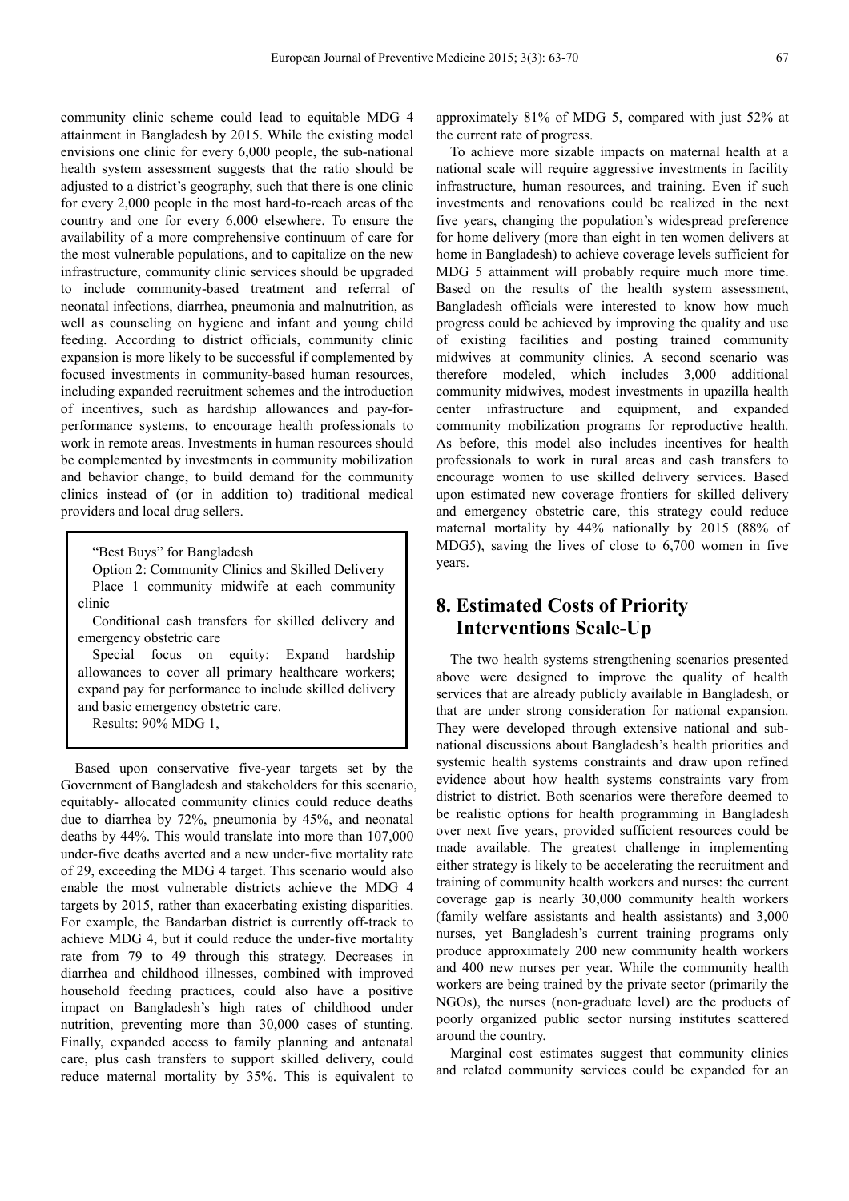community clinic scheme could lead to equitable MDG 4 attainment in Bangladesh by 2015. While the existing model envisions one clinic for every 6,000 people, the sub-national health system assessment suggests that the ratio should be adjusted to a district's geography, such that there is one clinic for every 2,000 people in the most hard-to-reach areas of the country and one for every 6,000 elsewhere. To ensure the availability of a more comprehensive continuum of care for the most vulnerable populations, and to capitalize on the new infrastructure, community clinic services should be upgraded to include community-based treatment and referral of neonatal infections, diarrhea, pneumonia and malnutrition, as well as counseling on hygiene and infant and young child feeding. According to district officials, community clinic expansion is more likely to be successful if complemented by focused investments in community-based human resources, including expanded recruitment schemes and the introduction of incentives, such as hardship allowances and pay-for-performance systems, to encourage health professionals to work in remote areas. Investments in human resources should be complemented by investments in community mobilization and behavior change, to build demand for the community clinics instead of (or in addition to) traditional medical providers and local drug sellers.

> "Best Buys" for Bangladesh
>
> Option 2: Community Clinics and Skilled Delivery
>
> Place 1 community midwife at each community clinic
>
> Conditional cash transfers for skilled delivery and emergency obstetric care
>
> Special focus on equity: Expand hardship allowances to cover all primary healthcare workers; expand pay for performance to include skilled delivery and basic emergency obstetric care.
>
> Results: 90% MDG 1,

Based upon conservative five-year targets set by the Government of Bangladesh and stakeholders for this scenario, equitably- allocated community clinics could reduce deaths due to diarrhea by 72%, pneumonia by 45%, and neonatal deaths by 44%. This would translate into more than 107,000 under-five deaths averted and a new under-five mortality rate of 29, exceeding the MDG 4 target. This scenario would also enable the most vulnerable districts achieve the MDG 4 targets by 2015, rather than exacerbating existing disparities. For example, the Bandarban district is currently off-track to achieve MDG 4, but it could reduce the under-five mortality rate from 79 to 49 through this strategy. Decreases in diarrhea and childhood illnesses, combined with improved household feeding practices, could also have a positive impact on Bangladesh's high rates of childhood under nutrition, preventing more than 30,000 cases of stunting. Finally, expanded access to family planning and antenatal care, plus cash transfers to support skilled delivery, could reduce maternal mortality by 35%. This is equivalent to approximately 81% of MDG 5, compared with just 52% at the current rate of progress.

To achieve more sizable impacts on maternal health at a national scale will require aggressive investments in facility infrastructure, human resources, and training. Even if such investments and renovations could be realized in the next five years, changing the population's widespread preference for home delivery (more than eight in ten women delivers at home in Bangladesh) to achieve coverage levels sufficient for MDG 5 attainment will probably require much more time. Based on the results of the health system assessment, Bangladesh officials were interested to know how much progress could be achieved by improving the quality and use of existing facilities and posting trained community midwives at community clinics. A second scenario was therefore modeled, which includes 3,000 additional community midwives, modest investments in upazilla health center infrastructure and equipment, and expanded community mobilization programs for reproductive health. As before, this model also includes incentives for health professionals to work in rural areas and cash transfers to encourage women to use skilled delivery services. Based upon estimated new coverage frontiers for skilled delivery and emergency obstetric care, this strategy could reduce maternal mortality by 44% nationally by 2015 (88% of MDG5), saving the lives of close to 6,700 women in five years.

## 8. Estimated Costs of Priority Interventions Scale-Up

The two health systems strengthening scenarios presented above were designed to improve the quality of health services that are already publicly available in Bangladesh, or that are under strong consideration for national expansion. They were developed through extensive national and sub-national discussions about Bangladesh's health priorities and systemic health systems constraints and draw upon refined evidence about how health systems constraints vary from district to district. Both scenarios were therefore deemed to be realistic options for health programming in Bangladesh over next five years, provided sufficient resources could be made available. The greatest challenge in implementing either strategy is likely to be accelerating the recruitment and training of community health workers and nurses: the current coverage gap is nearly 30,000 community health workers (family welfare assistants and health assistants) and 3,000 nurses, yet Bangladesh's current training programs only produce approximately 200 new community health workers and 400 new nurses per year. While the community health workers are being trained by the private sector (primarily the NGOs), the nurses (non-graduate level) are the products of poorly organized public sector nursing institutes scattered around the country.

Marginal cost estimates suggest that community clinics and related community services could be expanded for an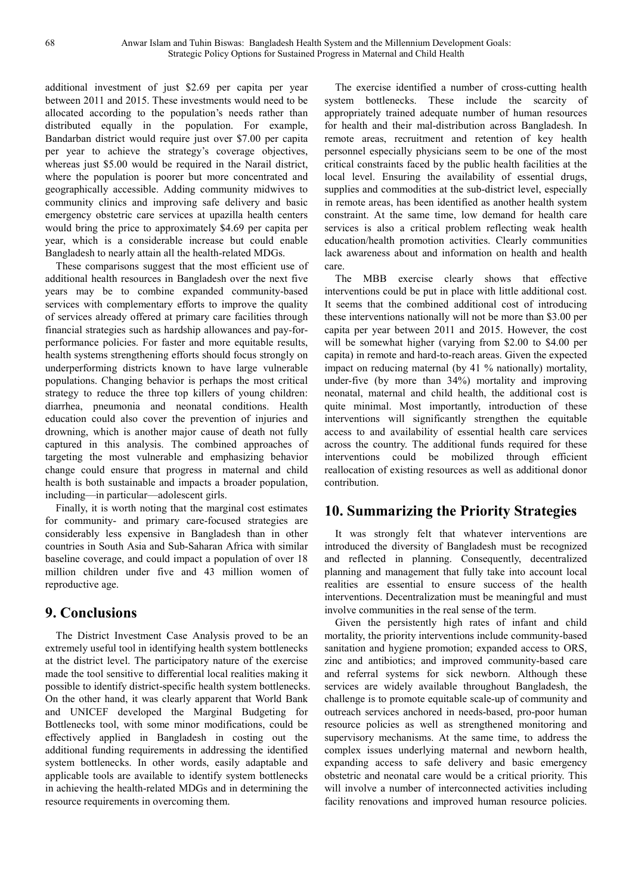additional investment of just \$2.69 per capita per year between 2011 and 2015. These investments would need to be allocated according to the population's needs rather than distributed equally in the population. For example, Bandarban district would require just over \$7.00 per capita per year to achieve the strategy's coverage objectives, whereas just \$5.00 would be required in the Narail district, where the population is poorer but more concentrated and geographically accessible. Adding community midwives to community clinics and improving safe delivery and basic emergency obstetric care services at upazilla health centers would bring the price to approximately \$4.69 per capita per year, which is a considerable increase but could enable Bangladesh to nearly attain all the health-related MDGs.

These comparisons suggest that the most efficient use of additional health resources in Bangladesh over the next five years may be to combine expanded community-based services with complementary efforts to improve the quality of services already offered at primary care facilities through financial strategies such as hardship allowances and pay-for-performance policies. For faster and more equitable results, health systems strengthening efforts should focus strongly on underperforming districts known to have large vulnerable populations. Changing behavior is perhaps the most critical strategy to reduce the three top killers of young children: diarrhea, pneumonia and neonatal conditions. Health education could also cover the prevention of injuries and drowning, which is another major cause of death not fully captured in this analysis. The combined approaches of targeting the most vulnerable and emphasizing behavior change could ensure that progress in maternal and child health is both sustainable and impacts a broader population, including—in particular—adolescent girls.

Finally, it is worth noting that the marginal cost estimates for community- and primary care-focused strategies are considerably less expensive in Bangladesh than in other countries in South Asia and Sub-Saharan Africa with similar baseline coverage, and could impact a population of over 18 million children under five and 43 million women of reproductive age.

## 9. Conclusions

The District Investment Case Analysis proved to be an extremely useful tool in identifying health system bottlenecks at the district level. The participatory nature of the exercise made the tool sensitive to differential local realities making it possible to identify district-specific health system bottlenecks. On the other hand, it was clearly apparent that World Bank and UNICEF developed the Marginal Budgeting for Bottlenecks tool, with some minor modifications, could be effectively applied in Bangladesh in costing out the additional funding requirements in addressing the identified system bottlenecks. In other words, easily adaptable and applicable tools are available to identify system bottlenecks in achieving the health-related MDGs and in determining the resource requirements in overcoming them.

The exercise identified a number of cross-cutting health system bottlenecks. These include the scarcity of appropriately trained adequate number of human resources for health and their mal-distribution across Bangladesh. In remote areas, recruitment and retention of key health personnel especially physicians seem to be one of the most critical constraints faced by the public health facilities at the local level. Ensuring the availability of essential drugs, supplies and commodities at the sub-district level, especially in remote areas, has been identified as another health system constraint. At the same time, low demand for health care services is also a critical problem reflecting weak health education/health promotion activities. Clearly communities lack awareness about and information on health and health care.

The MBB exercise clearly shows that effective interventions could be put in place with little additional cost. It seems that the combined additional cost of introducing these interventions nationally will not be more than \$3.00 per capita per year between 2011 and 2015. However, the cost will be somewhat higher (varying from \$2.00 to \$4.00 per capita) in remote and hard-to-reach areas. Given the expected impact on reducing maternal (by 41 % nationally) mortality, under-five (by more than 34%) mortality and improving neonatal, maternal and child health, the additional cost is quite minimal. Most importantly, introduction of these interventions will significantly strengthen the equitable access to and availability of essential health care services across the country. The additional funds required for these interventions could be mobilized through efficient reallocation of existing resources as well as additional donor contribution.

## 10. Summarizing the Priority Strategies

It was strongly felt that whatever interventions are introduced the diversity of Bangladesh must be recognized and reflected in planning. Consequently, decentralized planning and management that fully take into account local realities are essential to ensure success of the health interventions. Decentralization must be meaningful and must involve communities in the real sense of the term.

Given the persistently high rates of infant and child mortality, the priority interventions include community-based sanitation and hygiene promotion; expanded access to ORS, zinc and antibiotics; and improved community-based care and referral systems for sick newborn. Although these services are widely available throughout Bangladesh, the challenge is to promote equitable scale-up of community and outreach services anchored in needs-based, pro-poor human resource policies as well as strengthened monitoring and supervisory mechanisms. At the same time, to address the complex issues underlying maternal and newborn health, expanding access to safe delivery and basic emergency obstetric and neonatal care would be a critical priority. This will involve a number of interconnected activities including facility renovations and improved human resource policies.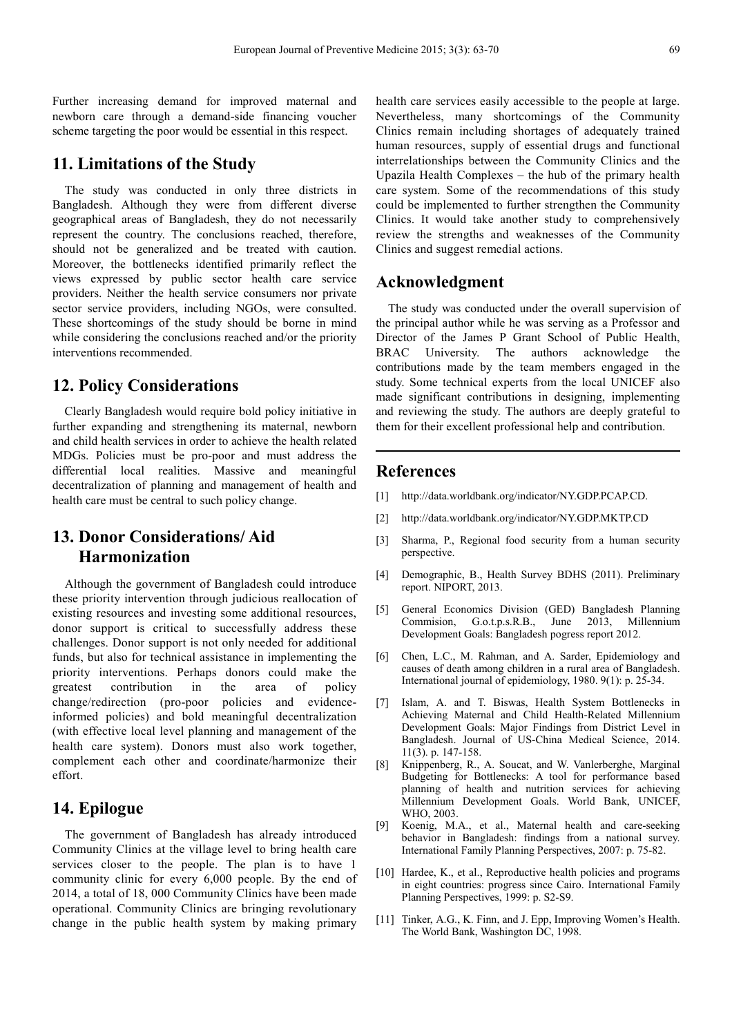Further increasing demand for improved maternal and newborn care through a demand-side financing voucher scheme targeting the poor would be essential in this respect.

## 11. Limitations of the Study

The study was conducted in only three districts in Bangladesh. Although they were from different diverse geographical areas of Bangladesh, they do not necessarily represent the country. The conclusions reached, therefore, should not be generalized and be treated with caution. Moreover, the bottlenecks identified primarily reflect the views expressed by public sector health care service providers. Neither the health service consumers nor private sector service providers, including NGOs, were consulted. These shortcomings of the study should be borne in mind while considering the conclusions reached and/or the priority interventions recommended.

## 12. Policy Considerations

Clearly Bangladesh would require bold policy initiative in further expanding and strengthening its maternal, newborn and child health services in order to achieve the health related MDGs. Policies must be pro-poor and must address the differential local realities. Massive and meaningful decentralization of planning and management of health and health care must be central to such policy change.

## 13. Donor Considerations/ Aid Harmonization

Although the government of Bangladesh could introduce these priority intervention through judicious reallocation of existing resources and investing some additional resources, donor support is critical to successfully address these challenges. Donor support is not only needed for additional funds, but also for technical assistance in implementing the priority interventions. Perhaps donors could make the greatest contribution in the area of policy change/redirection (pro-poor policies and evidence-informed policies) and bold meaningful decentralization (with effective local level planning and management of the health care system). Donors must also work together, complement each other and coordinate/harmonize their effort.

## 14. Epilogue

The government of Bangladesh has already introduced Community Clinics at the village level to bring health care services closer to the people. The plan is to have 1 community clinic for every 6,000 people. By the end of 2014, a total of 18, 000 Community Clinics have been made operational. Community Clinics are bringing revolutionary change in the public health system by making primary health care services easily accessible to the people at large. Nevertheless, many shortcomings of the Community Clinics remain including shortages of adequately trained human resources, supply of essential drugs and functional interrelationships between the Community Clinics and the Upazila Health Complexes – the hub of the primary health care system. Some of the recommendations of this study could be implemented to further strengthen the Community Clinics. It would take another study to comprehensively review the strengths and weaknesses of the Community Clinics and suggest remedial actions.

## Acknowledgment

The study was conducted under the overall supervision of the principal author while he was serving as a Professor and Director of the James P Grant School of Public Health, BRAC University. The authors acknowledge the contributions made by the team members engaged in the study. Some technical experts from the local UNICEF also made significant contributions in designing, implementing and reviewing the study. The authors are deeply grateful to them for their excellent professional help and contribution.

## References

[1] http://data.worldbank.org/indicator/NY.GDP.PCAP.CD.

[2] http://data.worldbank.org/indicator/NY.GDP.MKTP.CD

[3] Sharma, P., Regional food security from a human security perspective.

[4] Demographic, B., Health Survey BDHS (2011). Preliminary report. NIPORT, 2013.

[5] General Economics Division (GED) Bangladesh Planning Commision, G.o.t.p.s.R.B., June 2013, Millennium Development Goals: Bangladesh pogress report 2012.

[6] Chen, L.C., M. Rahman, and A. Sarder, Epidemiology and causes of death among children in a rural area of Bangladesh. International journal of epidemiology, 1980. 9(1): p. 25-34.

[7] Islam, A. and T. Biswas, Health System Bottlenecks in Achieving Maternal and Child Health-Related Millennium Development Goals: Major Findings from District Level in Bangladesh. Journal of US-China Medical Science, 2014. 11(3). p. 147-158.

[8] Knippenberg, R., A. Soucat, and W. Vanlerberghe, Marginal Budgeting for Bottlenecks: A tool for performance based planning of health and nutrition services for achieving Millennium Development Goals. World Bank, UNICEF, WHO, 2003.

[9] Koenig, M.A., et al., Maternal health and care-seeking behavior in Bangladesh: findings from a national survey. International Family Planning Perspectives, 2007: p. 75-82.

[10] Hardee, K., et al., Reproductive health policies and programs in eight countries: progress since Cairo. International Family Planning Perspectives, 1999: p. S2-S9.

[11] Tinker, A.G., K. Finn, and J. Epp, Improving Women's Health. The World Bank, Washington DC, 1998.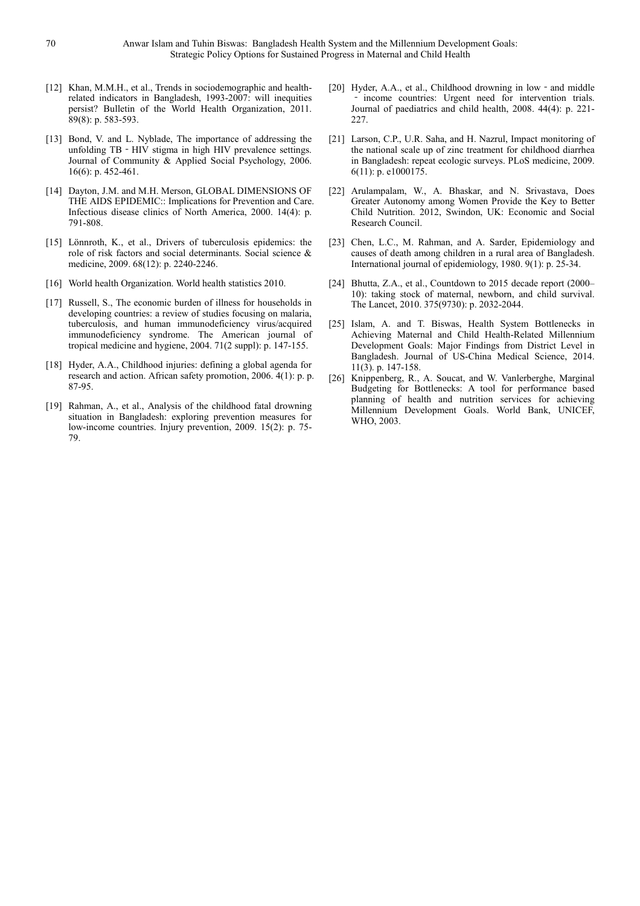[12] Khan, M.M.H., et al., Trends in sociodemographic and health-related indicators in Bangladesh, 1993-2007: will inequities persist? Bulletin of the World Health Organization, 2011. 89(8): p. 583-593.

[13] Bond, V. and L. Nyblade, The importance of addressing the unfolding TB‐HIV stigma in high HIV prevalence settings. Journal of Community & Applied Social Psychology, 2006. 16(6): p. 452-461.

[14] Dayton, J.M. and M.H. Merson, GLOBAL DIMENSIONS OF THE AIDS EPIDEMIC:: Implications for Prevention and Care. Infectious disease clinics of North America, 2000. 14(4): p. 791-808.

[15] Lönnroth, K., et al., Drivers of tuberculosis epidemics: the role of risk factors and social determinants. Social science & medicine, 2009. 68(12): p. 2240-2246.

[16] World health Organization. World health statistics 2010.

[17] Russell, S., The economic burden of illness for households in developing countries: a review of studies focusing on malaria, tuberculosis, and human immunodeficiency virus/acquired immunodeficiency syndrome. The American journal of tropical medicine and hygiene, 2004. 71(2 suppl): p. 147-155.

[18] Hyder, A.A., Childhood injuries: defining a global agenda for research and action. African safety promotion, 2006. 4(1): p. p. 87-95.

[19] Rahman, A., et al., Analysis of the childhood fatal drowning situation in Bangladesh: exploring prevention measures for low-income countries. Injury prevention, 2009. 15(2): p. 75-79.

[20] Hyder, A.A., et al., Childhood drowning in low‐and middle‐income countries: Urgent need for intervention trials. Journal of paediatrics and child health, 2008. 44(4): p. 221-227.

[21] Larson, C.P., U.R. Saha, and H. Nazrul, Impact monitoring of the national scale up of zinc treatment for childhood diarrhea in Bangladesh: repeat ecologic surveys. PLoS medicine, 2009. 6(11): p. e1000175.

[22] Arulampalam, W., A. Bhaskar, and N. Srivastava, Does Greater Autonomy among Women Provide the Key to Better Child Nutrition. 2012, Swindon, UK: Economic and Social Research Council.

[23] Chen, L.C., M. Rahman, and A. Sarder, Epidemiology and causes of death among children in a rural area of Bangladesh. International journal of epidemiology, 1980. 9(1): p. 25-34.

[24] Bhutta, Z.A., et al., Countdown to 2015 decade report (2000–10): taking stock of maternal, newborn, and child survival. The Lancet, 2010. 375(9730): p. 2032-2044.

[25] Islam, A. and T. Biswas, Health System Bottlenecks in Achieving Maternal and Child Health-Related Millennium Development Goals: Major Findings from District Level in Bangladesh. Journal of US-China Medical Science, 2014. 11(3). p. 147-158.

[26] Knippenberg, R., A. Soucat, and W. Vanlerberghe, Marginal Budgeting for Bottlenecks: A tool for performance based planning of health and nutrition services for achieving Millennium Development Goals. World Bank, UNICEF, WHO, 2003.